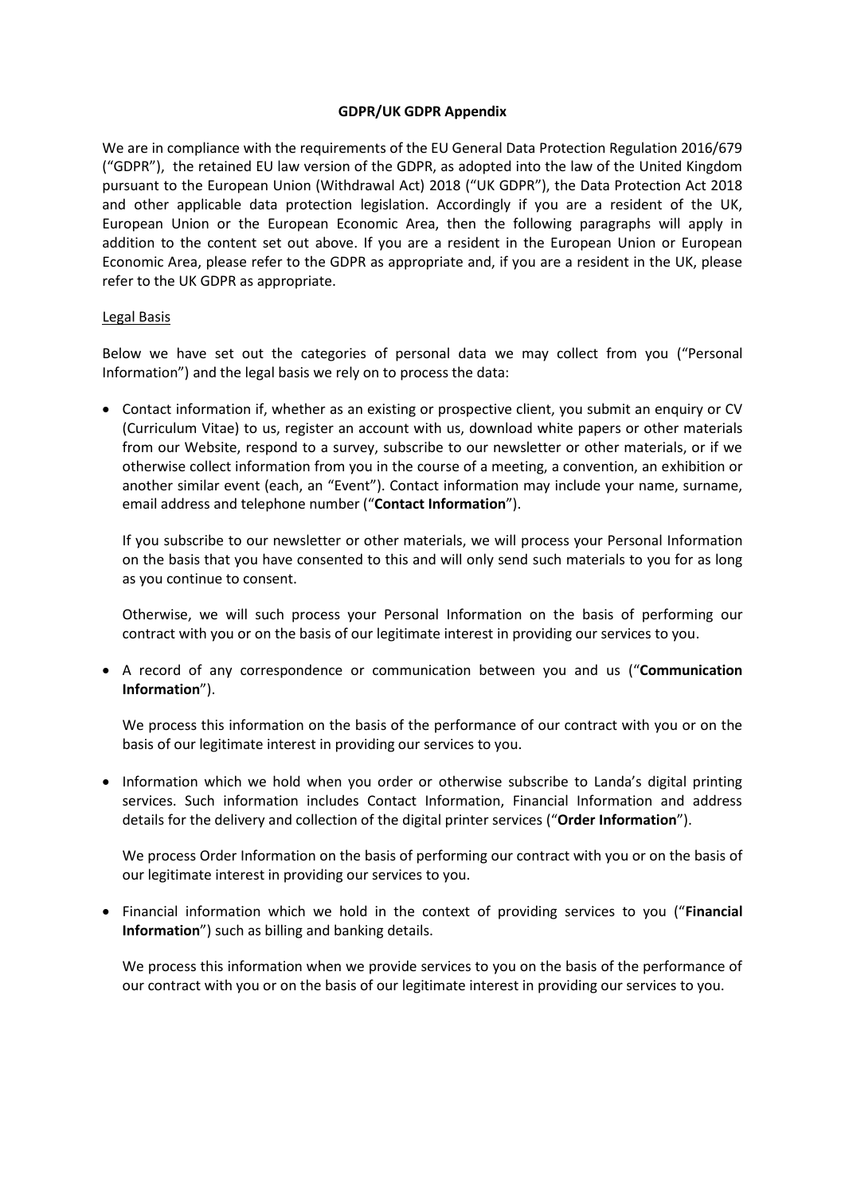**GDPR/UK GDPR Appendix**

We are in compliance with the requirements of the EU General Data Protection Regulation 2016/679 ("GDPR"), the retained EU law version of the GDPR, as adopted into the law of the United Kingdom pursuant to the European Union (Withdrawal Act) 2018 ("UK GDPR"), the Data Protection Act 2018 and other applicable data protection legislation. Accordingly if you are a resident of the UK, European Union or the European Economic Area, then the following paragraphs will apply in addition to the content set out above. If you are a resident in the European Union or European Economic Area, please refer to the GDPR as appropriate and, if you are a resident in the UK, please refer to the UK GDPR as appropriate.

<u>Legal Basis</u>

Below we have set out the categories of personal data we may collect from you ("Personal Information") and the legal basis we rely on to process the data:

- Contact information if, whether as an existing or prospective client, you submit an enquiry or CV (Curriculum Vitae) to us, register an account with us, download white papers or other materials from our Website, respond to a survey, subscribe to our newsletter or other materials, or if we otherwise collect information from you in the course of a meeting, a convention, an exhibition or another similar event (each, an "Event"). Contact information may include your name, surname, email address and telephone number ("**Contact Information**").

  If you subscribe to our newsletter or other materials, we will process your Personal Information on the basis that you have consented to this and will only send such materials to you for as long as you continue to consent.

  Otherwise, we will such process your Personal Information on the basis of performing our contract with you or on the basis of our legitimate interest in providing our services to you.

- A record of any correspondence or communication between you and us ("**Communication Information**").

  We process this information on the basis of the performance of our contract with you or on the basis of our legitimate interest in providing our services to you.

- Information which we hold when you order or otherwise subscribe to Landa's digital printing services. Such information includes Contact Information, Financial Information and address details for the delivery and collection of the digital printer services ("**Order Information**").

  We process Order Information on the basis of performing our contract with you or on the basis of our legitimate interest in providing our services to you.

- Financial information which we hold in the context of providing services to you ("**Financial Information**") such as billing and banking details.

  We process this information when we provide services to you on the basis of the performance of our contract with you or on the basis of our legitimate interest in providing our services to you.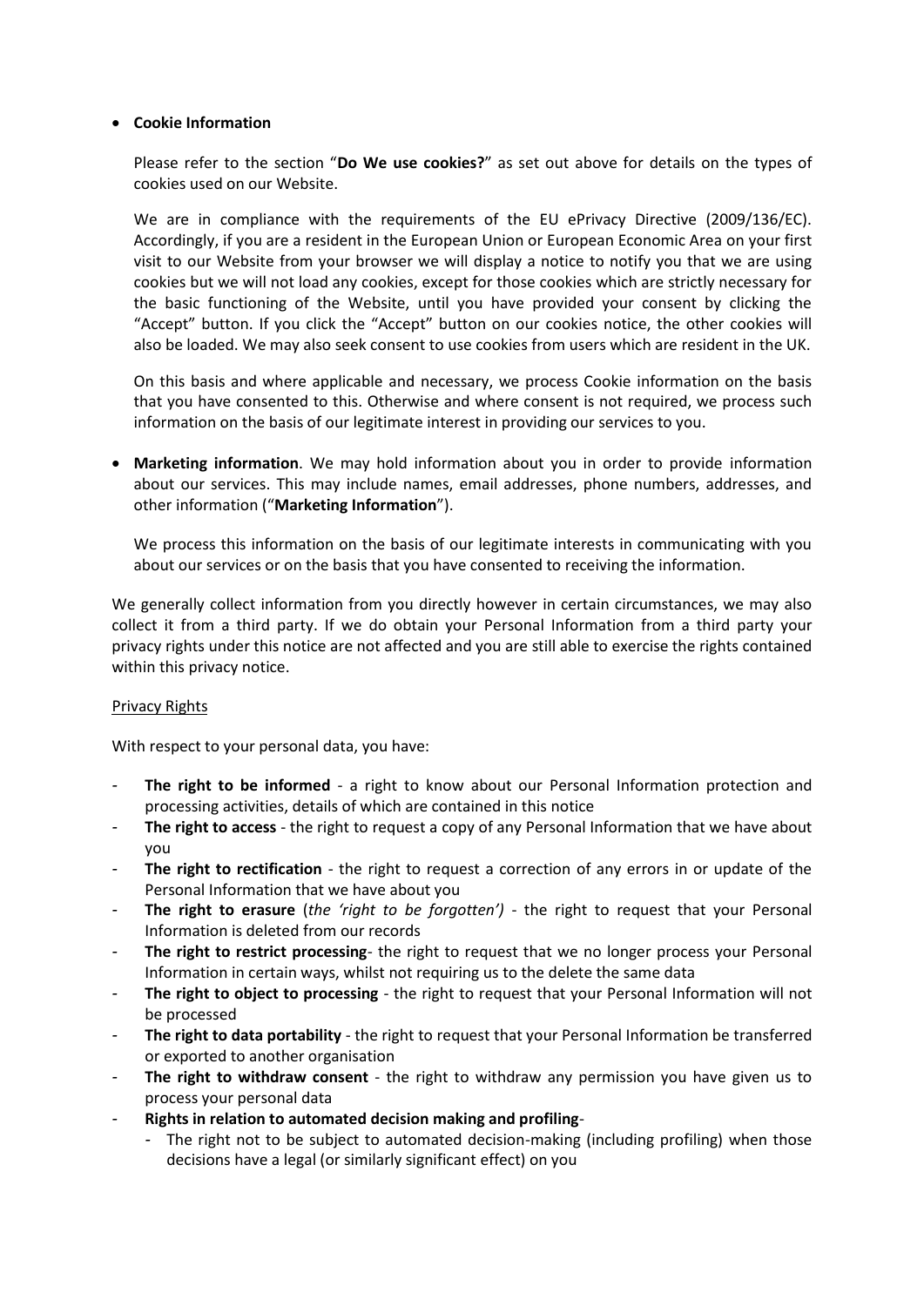- **Cookie Information**

  Please refer to the section "**Do We use cookies?**" as set out above for details on the types of cookies used on our Website.

  We are in compliance with the requirements of the EU ePrivacy Directive (2009/136/EC). Accordingly, if you are a resident in the European Union or European Economic Area on your first visit to our Website from your browser we will display a notice to notify you that we are using cookies but we will not load any cookies, except for those cookies which are strictly necessary for the basic functioning of the Website, until you have provided your consent by clicking the "Accept" button. If you click the "Accept" button on our cookies notice, the other cookies will also be loaded. We may also seek consent to use cookies from users which are resident in the UK.

  On this basis and where applicable and necessary, we process Cookie information on the basis that you have consented to this. Otherwise and where consent is not required, we process such information on the basis of our legitimate interest in providing our services to you.

- **Marketing information**. We may hold information about you in order to provide information about our services. This may include names, email addresses, phone numbers, addresses, and other information ("**Marketing Information**").

  We process this information on the basis of our legitimate interests in communicating with you about our services or on the basis that you have consented to receiving the information.

We generally collect information from you directly however in certain circumstances, we may also collect it from a third party. If we do obtain your Personal Information from a third party your privacy rights under this notice are not affected and you are still able to exercise the rights contained within this privacy notice.

<u>Privacy Rights</u>

With respect to your personal data, you have:

- **The right to be informed** - a right to know about our Personal Information protection and processing activities, details of which are contained in this notice
- **The right to access** - the right to request a copy of any Personal Information that we have about you
- **The right to rectification** - the right to request a correction of any errors in or update of the Personal Information that we have about you
- **The right to erasure** (*the 'right to be forgotten')* - the right to request that your Personal Information is deleted from our records
- **The right to restrict processing**- the right to request that we no longer process your Personal Information in certain ways, whilst not requiring us to the delete the same data
- **The right to object to processing** - the right to request that your Personal Information will not be processed
- **The right to data portability** - the right to request that your Personal Information be transferred or exported to another organisation
- **The right to withdraw consent** - the right to withdraw any permission you have given us to process your personal data
- **Rights in relation to automated decision making and profiling**-
  - The right not to be subject to automated decision-making (including profiling) when those decisions have a legal (or similarly significant effect) on you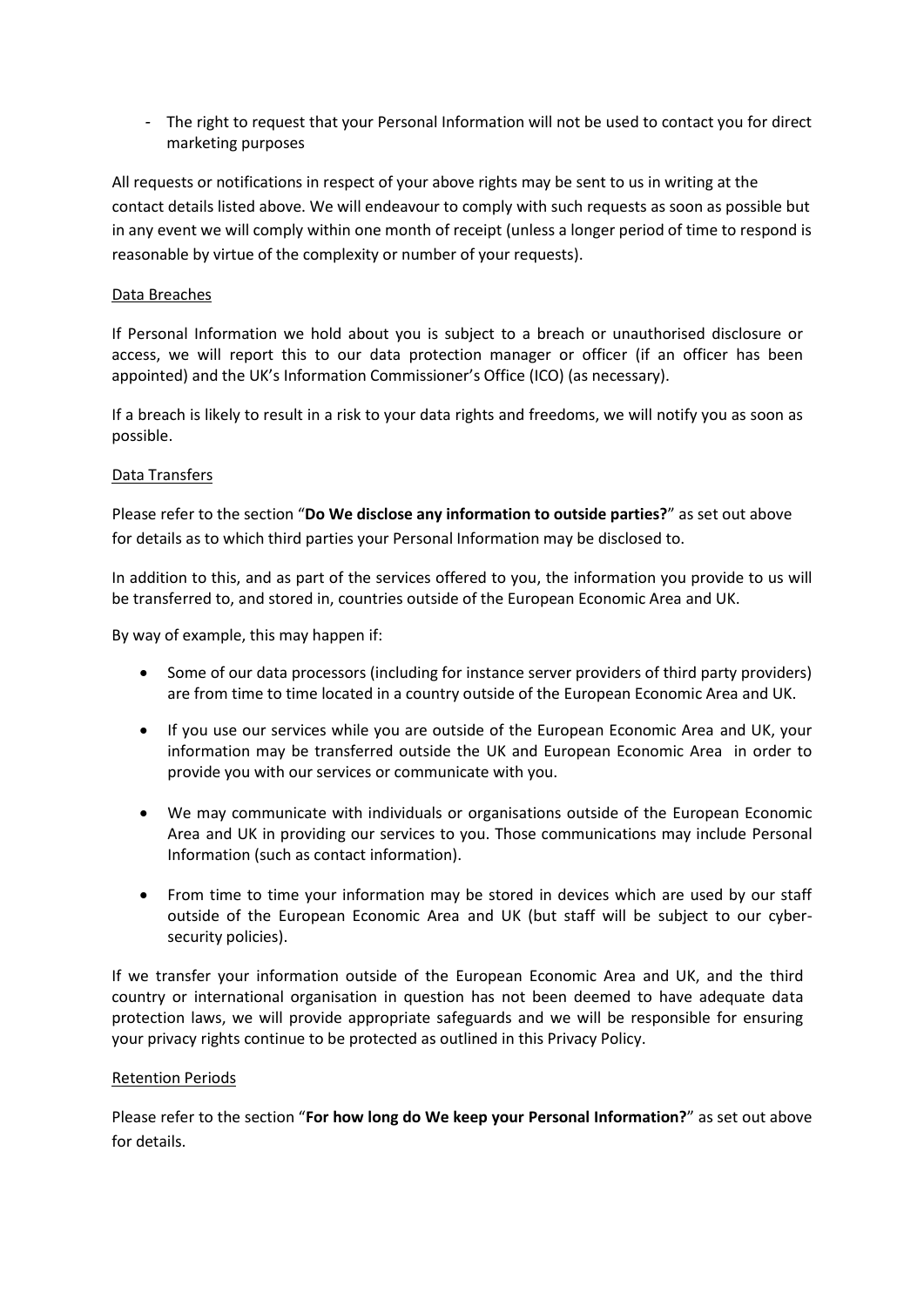- The right to request that your Personal Information will not be used to contact you for direct marketing purposes

All requests or notifications in respect of your above rights may be sent to us in writing at the contact details listed above. We will endeavour to comply with such requests as soon as possible but in any event we will comply within one month of receipt (unless a longer period of time to respond is reasonable by virtue of the complexity or number of your requests).

<u>Data Breaches</u>

If Personal Information we hold about you is subject to a breach or unauthorised disclosure or access, we will report this to our data protection manager or officer (if an officer has been appointed) and the UK's Information Commissioner's Office (ICO) (as necessary).

If a breach is likely to result in a risk to your data rights and freedoms, we will notify you as soon as possible.

<u>Data Transfers</u>

Please refer to the section "**Do We disclose any information to outside parties?**" as set out above for details as to which third parties your Personal Information may be disclosed to.

In addition to this, and as part of the services offered to you, the information you provide to us will be transferred to, and stored in, countries outside of the European Economic Area and UK.

By way of example, this may happen if:

- Some of our data processors (including for instance server providers of third party providers) are from time to time located in a country outside of the European Economic Area and UK.
- If you use our services while you are outside of the European Economic Area and UK, your information may be transferred outside the UK and European Economic Area in order to provide you with our services or communicate with you.
- We may communicate with individuals or organisations outside of the European Economic Area and UK in providing our services to you. Those communications may include Personal Information (such as contact information).
- From time to time your information may be stored in devices which are used by our staff outside of the European Economic Area and UK (but staff will be subject to our cyber-security policies).

If we transfer your information outside of the European Economic Area and UK, and the third country or international organisation in question has not been deemed to have adequate data protection laws, we will provide appropriate safeguards and we will be responsible for ensuring your privacy rights continue to be protected as outlined in this Privacy Policy.

<u>Retention Periods</u>

Please refer to the section "**For how long do We keep your Personal Information?**" as set out above for details.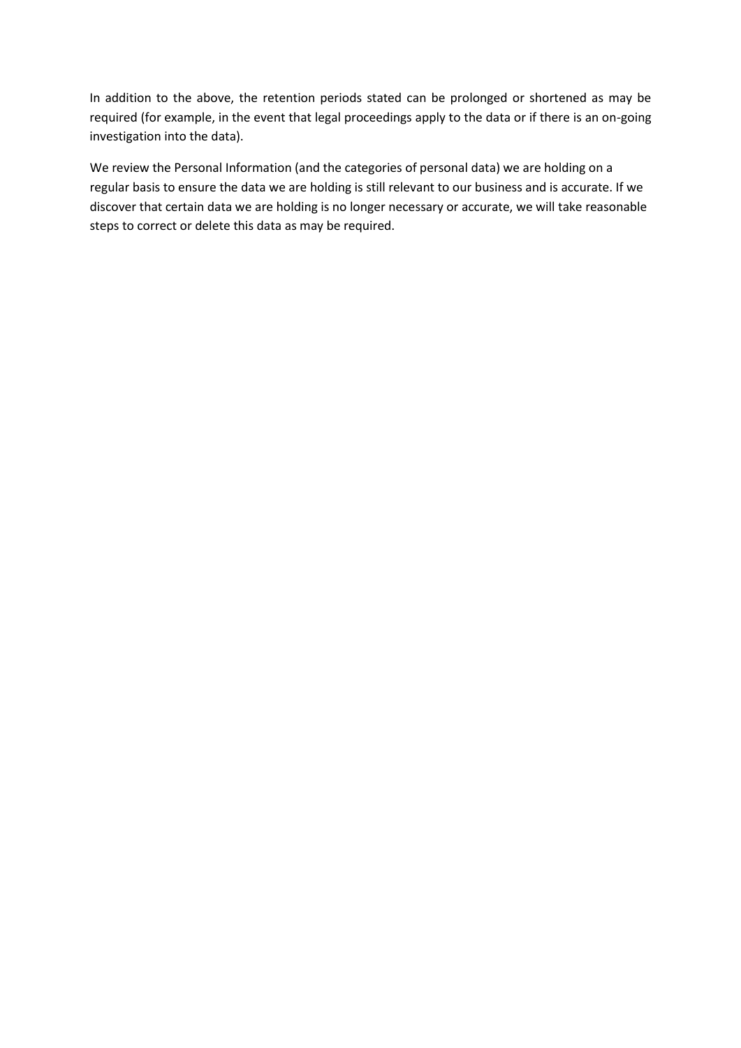In addition to the above, the retention periods stated can be prolonged or shortened as may be required (for example, in the event that legal proceedings apply to the data or if there is an on-going investigation into the data).

We review the Personal Information (and the categories of personal data) we are holding on a regular basis to ensure the data we are holding is still relevant to our business and is accurate. If we discover that certain data we are holding is no longer necessary or accurate, we will take reasonable steps to correct or delete this data as may be required.